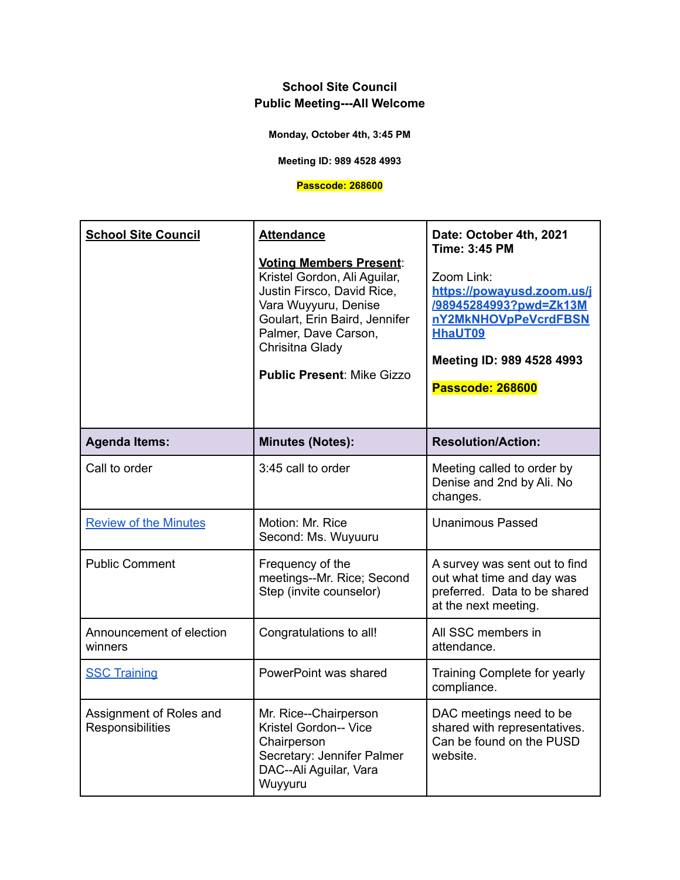**School Site Council**
**Public Meeting---All Welcome**

**Monday, October 4th, 3:45 PM**

**Meeting ID: 989 4528 4993**

**Passcode: 268600**

| **School Site Council** | **Attendance**<br><br>**Voting Members Present**: Kristel Gordon, Ali Aguilar, Justin Firsco, David Rice, Vara Wuyyuru, Denise Goulart, Erin Baird, Jennifer Palmer, Dave Carson, Chrisitna Glady<br><br>**Public Present**: Mike Gizzo | **Date: October 4th, 2021**<br>**Time: 3:45 PM**<br><br>Zoom Link:<br>**https://powayusd.zoom.us/j/98945284993?pwd=Zk13MnY2MkNHOVpPeVcrdFBSNHhaUT09**<br><br>**Meeting ID: 989 4528 4993**<br><br>**Passcode: 268600** |
|---|---|---|
| **Agenda Items:** | **Minutes (Notes):** | **Resolution/Action:** |
| Call to order | 3:45 call to order | Meeting called to order by Denise and 2nd by Ali. No changes. |
| Review of the Minutes | Motion: Mr. Rice<br>Second: Ms. Wuyuuru | Unanimous Passed |
| Public Comment | Frequency of the meetings--Mr. Rice; Second Step (invite counselor) | A survey was sent out to find out what time and day was preferred. Data to be shared at the next meeting. |
| Announcement of election winners | Congratulations to all! | All SSC members in attendance. |
| SSC Training | PowerPoint was shared | Training Complete for yearly compliance. |
| Assignment of Roles and Responsibilities | Mr. Rice--Chairperson<br>Kristel Gordon-- Vice Chairperson<br>Secretary: Jennifer Palmer<br>DAC--Ali Aguilar, Vara Wuyyuru | DAC meetings need to be shared with representatives. Can be found on the PUSD website. |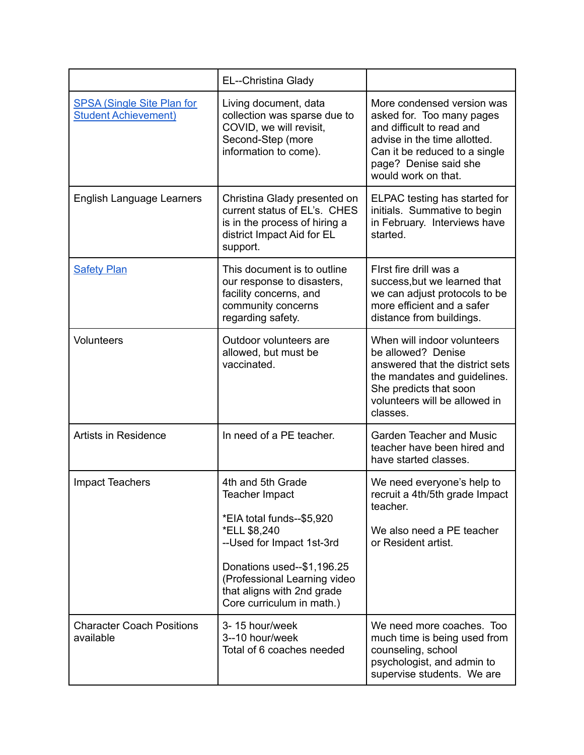| | EL--Christina Glady | |
|---|---|---|
| SPSA (Single Site Plan for Student Achievement) | Living document, data collection was sparse due to COVID, we will revisit, Second-Step (more information to come). | More condensed version was asked for. Too many pages and difficult to read and advise in the time allotted. Can it be reduced to a single page? Denise said she would work on that. |
| English Language Learners | Christina Glady presented on current status of EL's. CHES is in the process of hiring a district Impact Aid for EL support. | ELPAC testing has started for initials. Summative to begin in February. Interviews have started. |
| Safety Plan | This document is to outline our response to disasters, facility concerns, and community concerns regarding safety. | FIrst fire drill was a success,but we learned that we can adjust protocols to be more efficient and a safer distance from buildings. |
| Volunteers | Outdoor volunteers are allowed, but must be vaccinated. | When will indoor volunteers be allowed? Denise answered that the district sets the mandates and guidelines. She predicts that soon volunteers will be allowed in classes. |
| Artists in Residence | In need of a PE teacher. | Garden Teacher and Music teacher have been hired and have started classes. |
| Impact Teachers | 4th and 5th Grade Teacher Impact<br><br>*EIA total funds--$5,920<br>*ELL $8,240<br>--Used for Impact 1st-3rd<br><br>Donations used--$1,196.25 (Professional Learning video that aligns with 2nd grade Core curriculum in math.) | We need everyone's help to recruit a 4th/5th grade Impact teacher.<br><br>We also need a PE teacher or Resident artist. |
| Character Coach Positions available | 3- 15 hour/week<br>3--10 hour/week<br>Total of 6 coaches needed | We need more coaches. Too much time is being used from counseling, school psychologist, and admin to supervise students. We are |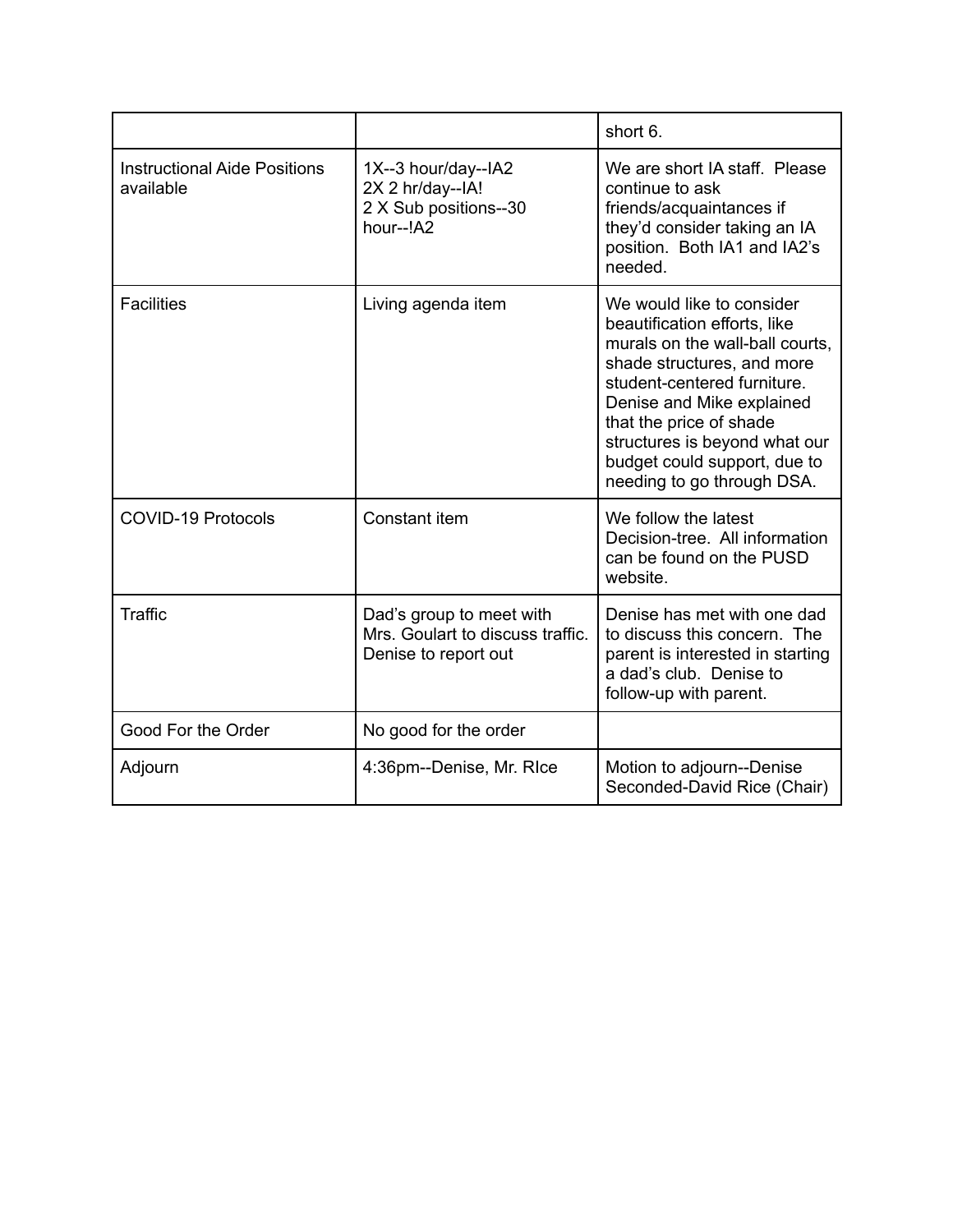| | | |
|---|---|---|
| | | short 6. |
| Instructional Aide Positions available | 1X--3 hour/day--IA2<br>2X 2 hr/day--IA!<br>2 X Sub positions--30 hour--!A2 | We are short IA staff. Please continue to ask friends/acquaintances if they'd consider taking an IA position. Both IA1 and IA2's needed. |
| Facilities | Living agenda item | We would like to consider beautification efforts, like murals on the wall-ball courts, shade structures, and more student-centered furniture. Denise and Mike explained that the price of shade structures is beyond what our budget could support, due to needing to go through DSA. |
| COVID-19 Protocols | Constant item | We follow the latest Decision-tree. All information can be found on the PUSD website. |
| Traffic | Dad's group to meet with Mrs. Goulart to discuss traffic. Denise to report out | Denise has met with one dad to discuss this concern. The parent is interested in starting a dad's club. Denise to follow-up with parent. |
| Good For the Order | No good for the order | |
| Adjourn | 4:36pm--Denise, Mr. RIce | Motion to adjourn--Denise<br>Seconded-David Rice (Chair) |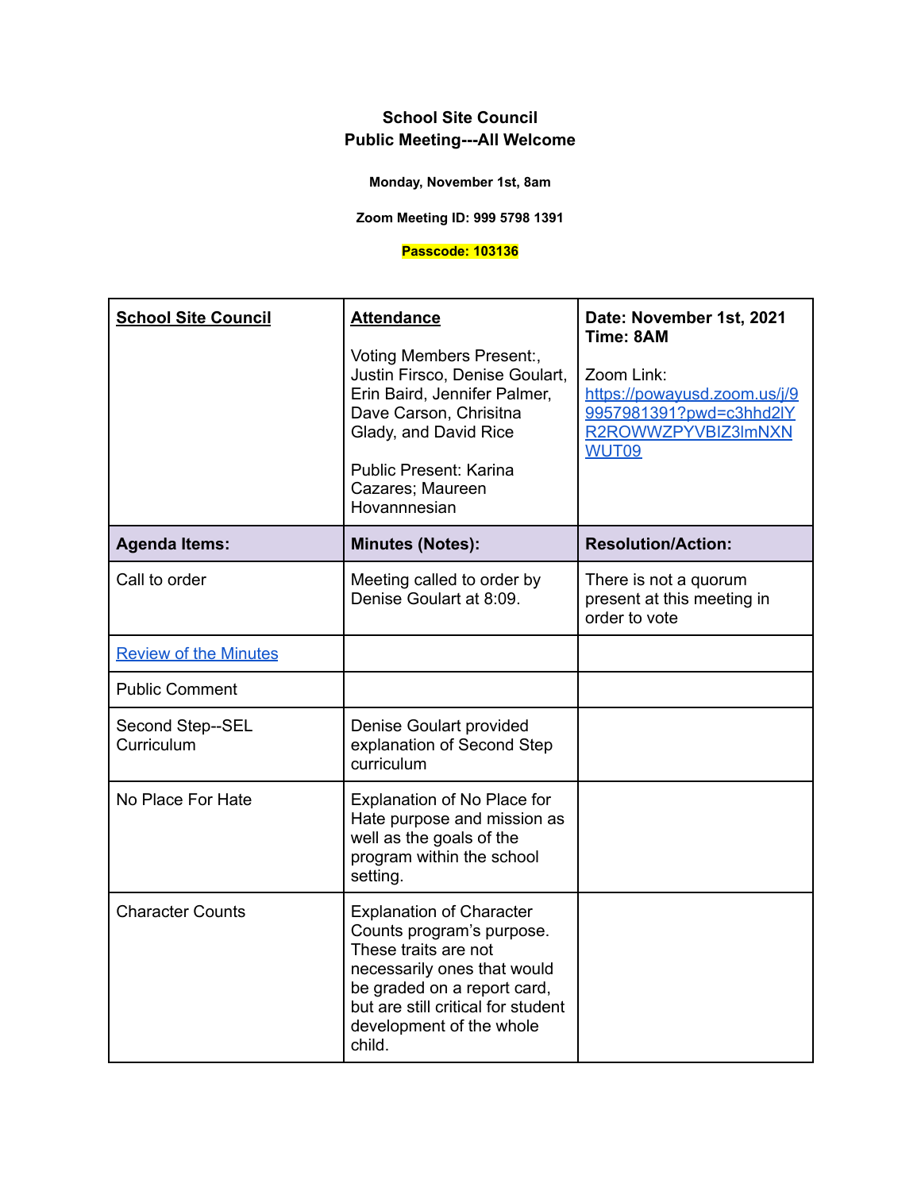**School Site Council**
**Public Meeting---All Welcome**

**Monday, November 1st, 8am**

**Zoom Meeting ID: 999 5798 1391**

**Passcode: 103136**

| **School Site Council** | **Attendance**<br><br>Voting Members Present:, Justin Firsco, Denise Goulart, Erin Baird, Jennifer Palmer, Dave Carson, Chrisitna Glady, and David Rice<br><br>Public Present: Karina Cazares; Maureen Hovannnesian | **Date: November 1st, 2021**<br>**Time: 8AM**<br><br>Zoom Link:<br>[https://powayusd.zoom.us/j/99957981391?pwd=c3hhd2lYR2ROWWZPYVBIZ3lmNXNWUT09](https://powayusd.zoom.us/j/99957981391?pwd=c3hhd2lYR2ROWWZPYVBIZ3lmNXNWUT09) |
|---|---|---|
| **Agenda Items:** | **Minutes (Notes):** | **Resolution/Action:** |
| Call to order | Meeting called to order by Denise Goulart at 8:09. | There is not a quorum present at this meeting in order to vote |
| Review of the Minutes | | |
| Public Comment | | |
| Second Step--SEL Curriculum | Denise Goulart provided explanation of Second Step curriculum | |
| No Place For Hate | Explanation of No Place for Hate purpose and mission as well as the goals of the program within the school setting. | |
| Character Counts | Explanation of Character Counts program's purpose. These traits are not necessarily ones that would be graded on a report card, but are still critical for student development of the whole child. | |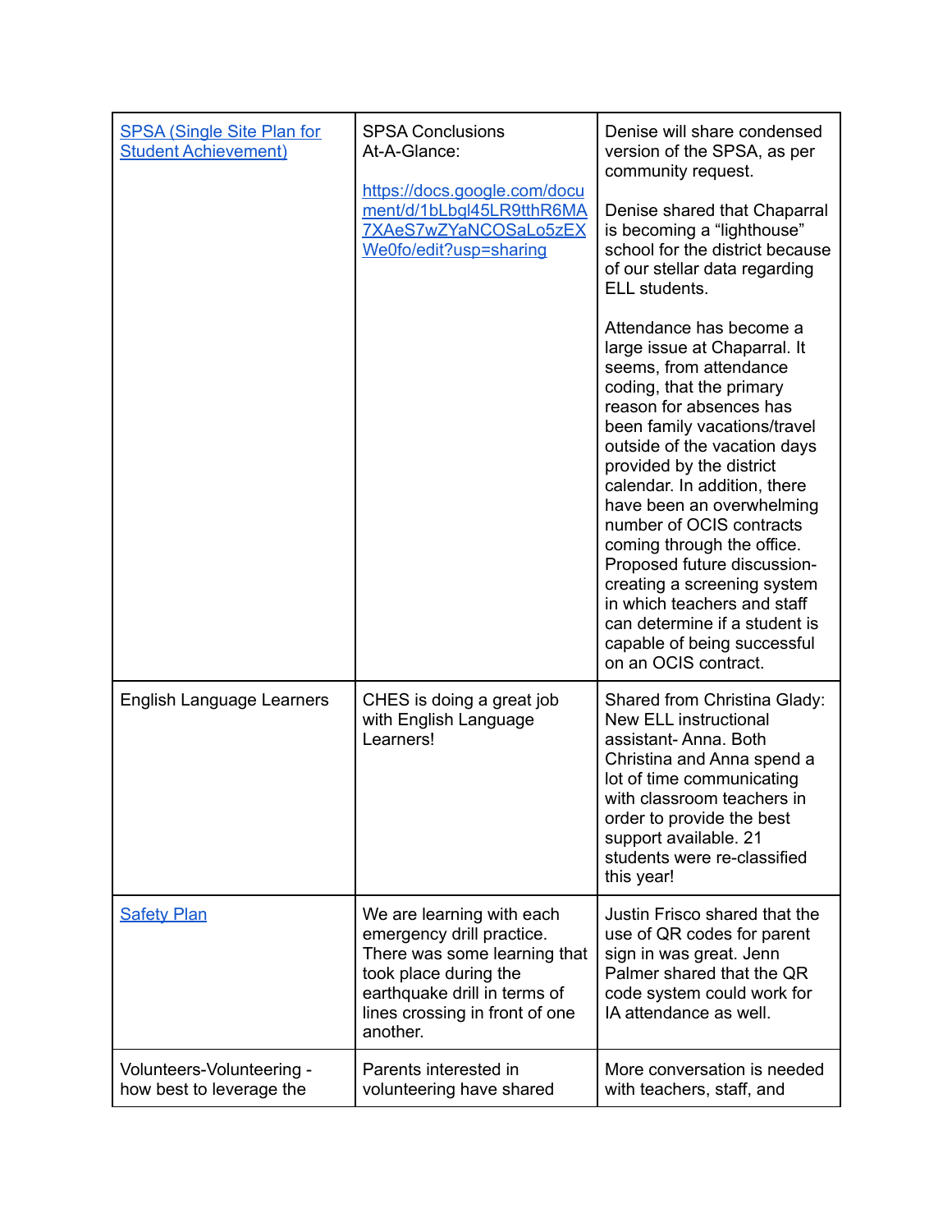| | | |
|---|---|---|
| [SPSA (Single Site Plan for Student Achievement)]() | SPSA Conclusions At-A-Glance:<br><br>[https://docs.google.com/document/d/1bLbgl45LR9tthR6MA7XAeS7wZYaNCOSaLo5zEXWe0fo/edit?usp=sharing](https://docs.google.com/document/d/1bLbgl45LR9tthR6MA7XAeS7wZYaNCOSaLo5zEXWe0fo/edit?usp=sharing) | Denise will share condensed version of the SPSA, as per community request.<br><br>Denise shared that Chaparral is becoming a “lighthouse” school for the district because of our stellar data regarding ELL students.<br><br>Attendance has become a large issue at Chaparral. It seems, from attendance coding, that the primary reason for absences has been family vacations/travel outside of the vacation days provided by the district calendar. In addition, there have been an overwhelming number of OCIS contracts coming through the office. Proposed future discussion- creating a screening system in which teachers and staff can determine if a student is capable of being successful on an OCIS contract. |
| English Language Learners | CHES is doing a great job with English Language Learners! | Shared from Christina Glady: New ELL instructional assistant- Anna. Both Christina and Anna spend a lot of time communicating with classroom teachers in order to provide the best support available. 21 students were re-classified this year! |
| [Safety Plan]() | We are learning with each emergency drill practice. There was some learning that took place during the earthquake drill in terms of lines crossing in front of one another. | Justin Frisco shared that the use of QR codes for parent sign in was great. Jenn Palmer shared that the QR code system could work for IA attendance as well. |
| Volunteers-Volunteering - how best to leverage the | Parents interested in volunteering have shared | More conversation is needed with teachers, staff, and |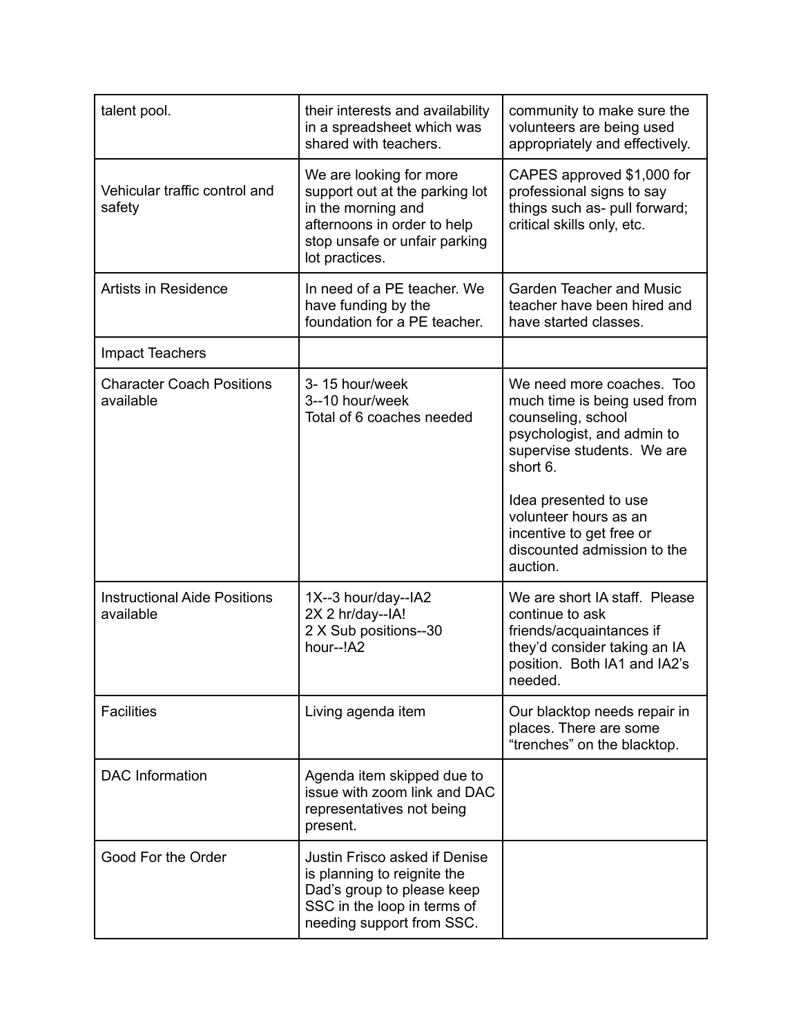| | | |
|---|---|---|
| talent pool. | their interests and availability in a spreadsheet which was shared with teachers. | community to make sure the volunteers are being used appropriately and effectively. |
| Vehicular traffic control and safety | We are looking for more support out at the parking lot in the morning and afternoons in order to help stop unsafe or unfair parking lot practices. | CAPES approved $1,000 for professional signs to say things such as- pull forward; critical skills only, etc. |
| Artists in Residence | In need of a PE teacher. We have funding by the foundation for a PE teacher. | Garden Teacher and Music teacher have been hired and have started classes. |
| Impact Teachers | | |
| Character Coach Positions available | 3- 15 hour/week<br>3--10 hour/week<br>Total of 6 coaches needed | We need more coaches. Too much time is being used from counseling, school psychologist, and admin to supervise students. We are short 6.<br><br>Idea presented to use volunteer hours as an incentive to get free or discounted admission to the auction. |
| Instructional Aide Positions available | 1X--3 hour/day--IA2<br>2X 2 hr/day--IA!<br>2 X Sub positions--30 hour--!A2 | We are short IA staff. Please continue to ask friends/acquaintances if they'd consider taking an IA position. Both IA1 and IA2's needed. |
| Facilities | Living agenda item | Our blacktop needs repair in places. There are some "trenches" on the blacktop. |
| DAC Information | Agenda item skipped due to issue with zoom link and DAC representatives not being present. | |
| Good For the Order | Justin Frisco asked if Denise is planning to reignite the Dad's group to please keep SSC in the loop in terms of needing support from SSC. | |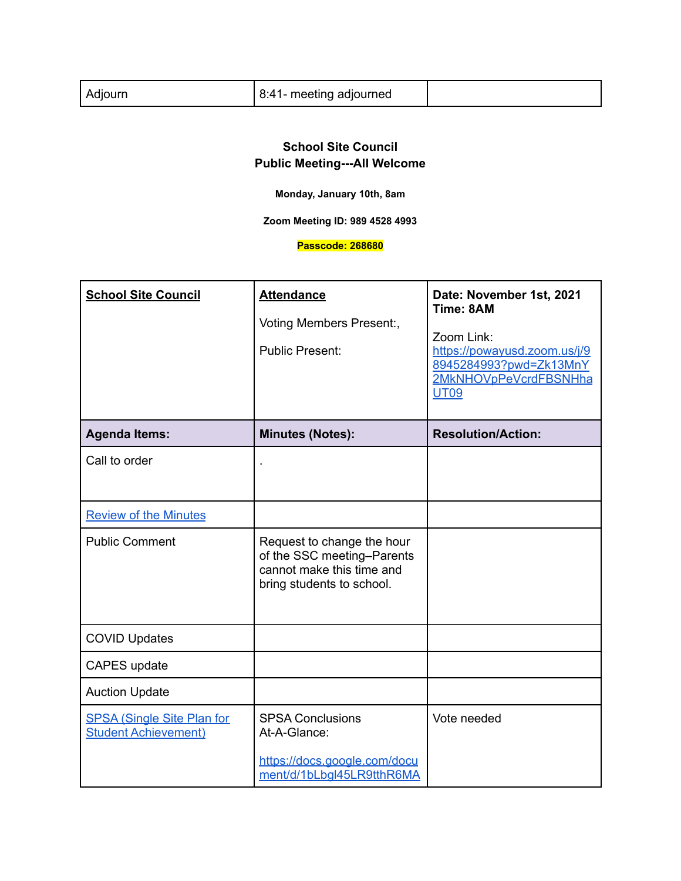| Adjourn | 8:41- meeting adjourned | |
|---|---|---|

**School Site Council**
**Public Meeting---All Welcome**

**Monday, January 10th, 8am**

**Zoom Meeting ID: 989 4528 4993**

**Passcode: 268680**

| **School Site Council** | **Attendance**<br><br>Voting Members Present:,<br><br>Public Present: | **Date: November 1st, 2021**<br>**Time: 8AM**<br><br>Zoom Link:<br>https://powayusd.zoom.us/j/98945284993?pwd=Zk13MnY2MkNHOVpPeVcrdFBSNHhaUT09 |
|---|---|---|
| **Agenda Items:** | **Minutes (Notes):** | **Resolution/Action:** |
| Call to order | . | |
| Review of the Minutes | | |
| Public Comment | Request to change the hour of the SSC meeting–Parents cannot make this time and bring students to school. | |
| COVID Updates | | |
| CAPES update | | |
| Auction Update | | |
| SPSA (Single Site Plan for Student Achievement) | SPSA Conclusions At-A-Glance:<br><br>https://docs.google.com/document/d/1bLbgl45LR9tthR6MA | Vote needed |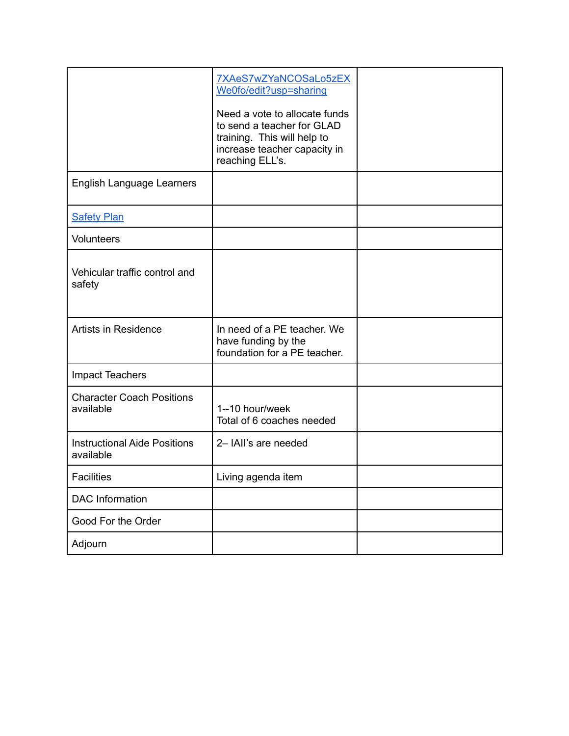| | | |
|---|---|---|
| | [7XAeS7wZYaNCOSaLo5zEXWe0fo/edit?usp=sharing]() <br><br> Need a vote to allocate funds to send a teacher for GLAD training. This will help to increase teacher capacity in reaching ELL's. | |
| English Language Learners | | |
| [Safety Plan]() | | |
| Volunteers | | |
| Vehicular traffic control and safety | | |
| Artists in Residence | In need of a PE teacher. We have funding by the foundation for a PE teacher. | |
| Impact Teachers | | |
| Character Coach Positions available | 1--10 hour/week <br> Total of 6 coaches needed | |
| Instructional Aide Positions available | 2– IAII's are needed | |
| Facilities | Living agenda item | |
| DAC Information | | |
| Good For the Order | | |
| Adjourn | | |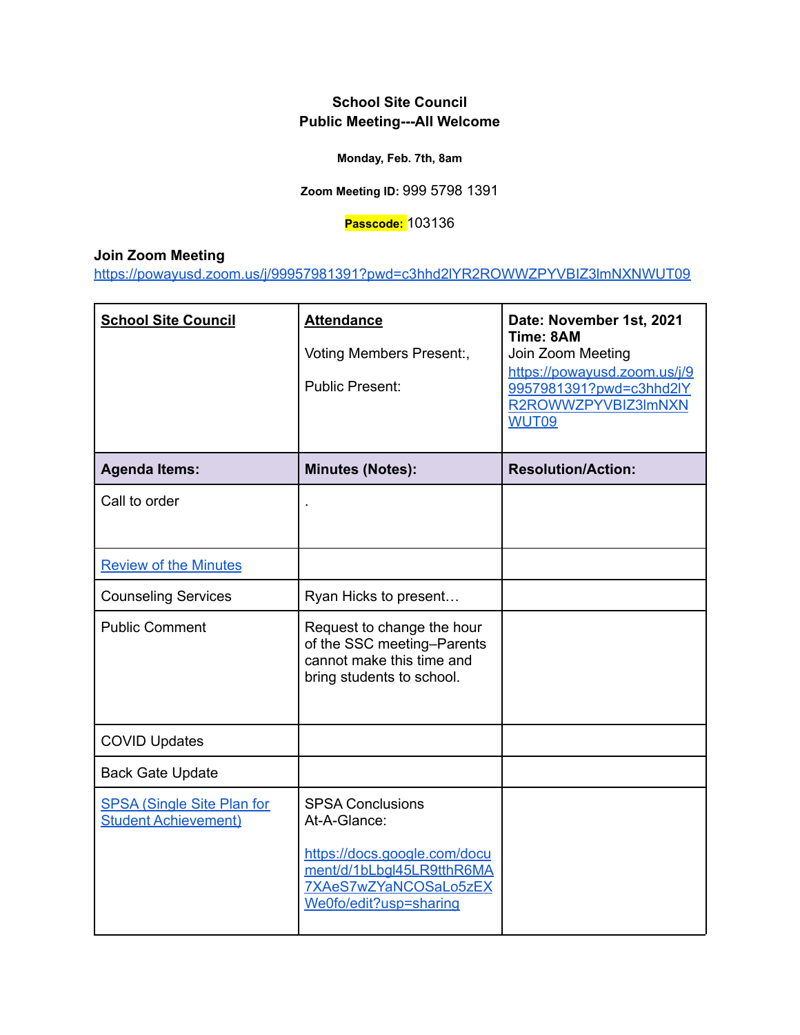**School Site Council**
**Public Meeting---All Welcome**

**Monday, Feb. 7th, 8am**

**Zoom Meeting ID:** 999 5798 1391

**Passcode:** 103136

**Join Zoom Meeting**
https://powayusd.zoom.us/j/99957981391?pwd=c3hhd2lYR2ROWWZPYVBIZ3lmNXNWUT09

| **School Site Council** | **Attendance**<br><br>Voting Members Present:,<br><br>Public Present: | **Date: November 1st, 2021**<br>**Time: 8AM**<br>Join Zoom Meeting<br>https://powayusd.zoom.us/j/99957981391?pwd=c3hhd2lYR2ROWWZPYVBIZ3lmNXNWUT09 |
|---|---|---|
| **Agenda Items:** | **Minutes (Notes):** | **Resolution/Action:** |
| Call to order | . | |
| Review of the Minutes | | |
| Counseling Services | Ryan Hicks to present… | |
| Public Comment | Request to change the hour of the SSC meeting–Parents cannot make this time and bring students to school. | |
| COVID Updates | | |
| Back Gate Update | | |
| SPSA (Single Site Plan for Student Achievement) | SPSA Conclusions At-A-Glance:<br><br>https://docs.google.com/document/d/1bLbgl45LR9tthR6MA7XAeS7wZYaNCOSaLo5zEXWe0fo/edit?usp=sharing | |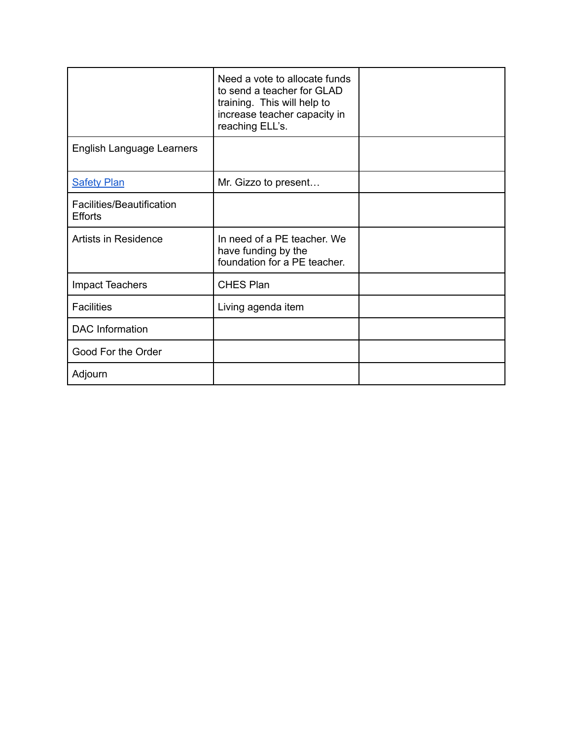| | | |
|---|---|---|
| | Need a vote to allocate funds to send a teacher for GLAD training. This will help to increase teacher capacity in reaching ELL's. | |
| English Language Learners | | |
| Safety Plan | Mr. Gizzo to present… | |
| Facilities/Beautification Efforts | | |
| Artists in Residence | In need of a PE teacher. We have funding by the foundation for a PE teacher. | |
| Impact Teachers | CHES Plan | |
| Facilities | Living agenda item | |
| DAC Information | | |
| Good For the Order | | |
| Adjourn | | |